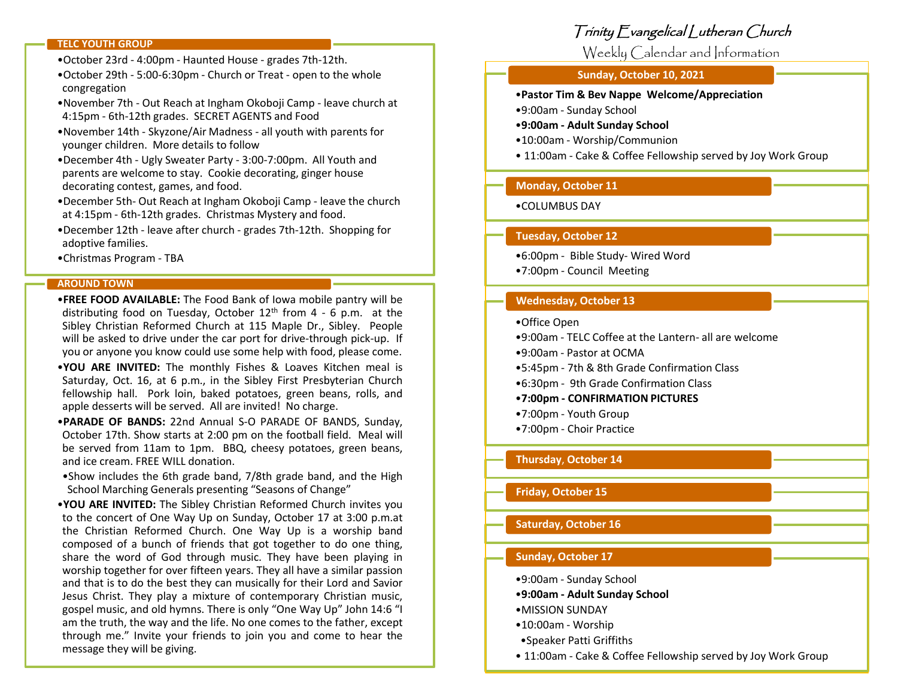## TELC YOUTH GROUP

- October 23rd - 4:00pm - Haunted House - grades 7th-12th.
- October 29th - 5:00-6:30pm - Church or Treat - open to the whole congregation
- November 7th - Out Reach at Ingham Okoboji Camp - leave church at 4:15pm - 6th-12th grades. SECRET AGENTS and Food
- November 14th - Skyzone/Air Madness - all youth with parents for younger children. More details to follow
- December 4th - Ugly Sweater Party - 3:00-7:00pm. All Youth and parents are welcome to stay. Cookie decorating, ginger house decorating contest, games, and food.
- December 5th- Out Reach at Ingham Okoboji Camp - leave the church at 4:15pm - 6th-12th grades. Christmas Mystery and food.
- December 12th - leave after church - grades 7th-12th. Shopping for adoptive families.
- Christmas Program - TBA

## AROUND TOWN

- **FREE FOOD AVAILABLE:** The Food Bank of Iowa mobile pantry will be distributing food on Tuesday, October 12th from 4 - 6 p.m. at the Sibley Christian Reformed Church at 115 Maple Dr., Sibley. People will be asked to drive under the car port for drive-through pick-up. If you or anyone you know could use some help with food, please come.
- **YOU ARE INVITED:** The monthly Fishes & Loaves Kitchen meal is Saturday, Oct. 16, at 6 p.m., in the Sibley First Presbyterian Church fellowship hall. Pork loin, baked potatoes, green beans, rolls, and apple desserts will be served. All are invited! No charge.
- **PARADE OF BANDS:** 22nd Annual S-O PARADE OF BANDS, Sunday, October 17th. Show starts at 2:00 pm on the football field. Meal will be served from 11am to 1pm. BBQ, cheesy potatoes, green beans, and ice cream. FREE WILL donation.
  - Show includes the 6th grade band, 7/8th grade band, and the High School Marching Generals presenting "Seasons of Change"
- **YOU ARE INVITED:** The Sibley Christian Reformed Church invites you to the concert of One Way Up on Sunday, October 17 at 3:00 p.m.at the Christian Reformed Church. One Way Up is a worship band composed of a bunch of friends that got together to do one thing, share the word of God through music. They have been playing in worship together for over fifteen years. They all have a similar passion and that is to do the best they can musically for their Lord and Savior Jesus Christ. They play a mixture of contemporary Christian music, gospel music, and old hymns. There is only "One Way Up" John 14:6 "I am the truth, the way and the life. No one comes to the father, except through me." Invite your friends to join you and come to hear the message they will be giving.

# Trinity Evangelical Lutheran Church

Weekly Calendar and Information

### Sunday, October 10, 2021

- **Pastor Tim & Bev Nappe Welcome/Appreciation**
- 9:00am - Sunday School
- **9:00am - Adult Sunday School**
- 10:00am - Worship/Communion
- 11:00am - Cake & Coffee Fellowship served by Joy Work Group

### Monday, October 11

- COLUMBUS DAY

### Tuesday, October 12

- 6:00pm - Bible Study- Wired Word
- 7:00pm - Council Meeting

### Wednesday, October 13

- Office Open
- 9:00am - TELC Coffee at the Lantern- all are welcome
- 9:00am - Pastor at OCMA
- 5:45pm - 7th & 8th Grade Confirmation Class
- 6:30pm - 9th Grade Confirmation Class
- **7:00pm - CONFIRMATION PICTURES**
- 7:00pm - Youth Group
- 7:00pm - Choir Practice

### Thursday, October 14

### Friday, October 15

### Saturday, October 16

### Sunday, October 17

- 9:00am - Sunday School
- **9:00am - Adult Sunday School**
- MISSION SUNDAY
- 10:00am - Worship
  - Speaker Patti Griffiths
- 11:00am - Cake & Coffee Fellowship served by Joy Work Group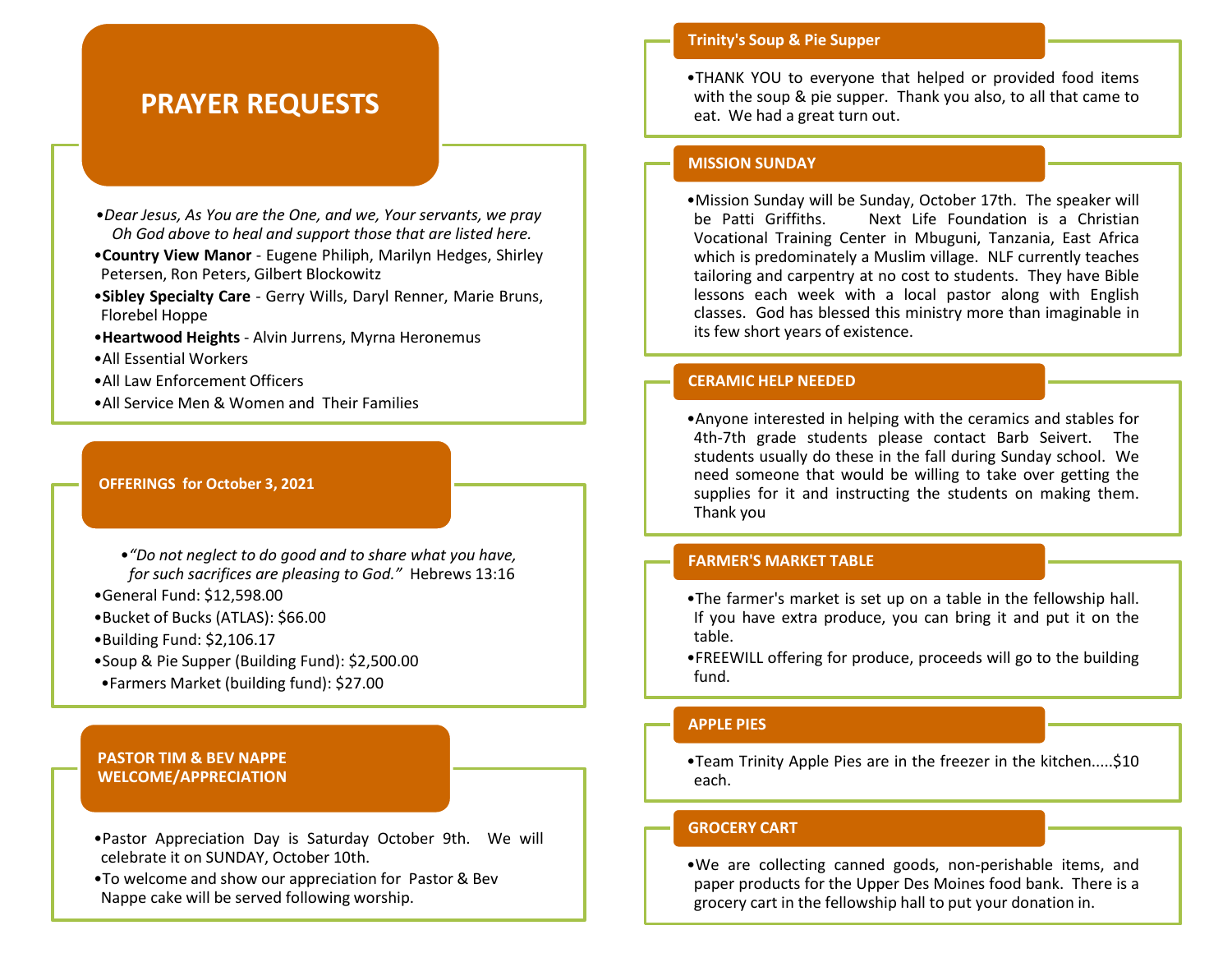## PRAYER REQUESTS

- *Dear Jesus, As You are the One, and we, Your servants, we pray Oh God above to heal and support those that are listed here.*
- **Country View Manor** - Eugene Philiph, Marilyn Hedges, Shirley Petersen, Ron Peters, Gilbert Blockowitz
- **Sibley Specialty Care** - Gerry Wills, Daryl Renner, Marie Bruns, Florebel Hoppe
- **Heartwood Heights** - Alvin Jurrens, Myrna Heronemus
- All Essential Workers
- All Law Enforcement Officers
- All Service Men & Women and Their Families

## OFFERINGS for October 3, 2021

- *"Do not neglect to do good and to share what you have, for such sacrifices are pleasing to God."* Hebrews 13:16
- General Fund: $12,598.00
- Bucket of Bucks (ATLAS): $66.00
- Building Fund: $2,106.17
- Soup & Pie Supper (Building Fund): $2,500.00
- Farmers Market (building fund): $27.00

## PASTOR TIM & BEV NAPPE WELCOME/APPRECIATION

- Pastor Appreciation Day is Saturday October 9th. We will celebrate it on SUNDAY, October 10th.
- To welcome and show our appreciation for Pastor & Bev Nappe cake will be served following worship.

## Trinity's Soup & Pie Supper

- THANK YOU to everyone that helped or provided food items with the soup & pie supper. Thank you also, to all that came to eat. We had a great turn out.

## MISSION SUNDAY

- Mission Sunday will be Sunday, October 17th. The speaker will be Patti Griffiths. Next Life Foundation is a Christian Vocational Training Center in Mbuguni, Tanzania, East Africa which is predominately a Muslim village. NLF currently teaches tailoring and carpentry at no cost to students. They have Bible lessons each week with a local pastor along with English classes. God has blessed this ministry more than imaginable in its few short years of existence.

## CERAMIC HELP NEEDED

- Anyone interested in helping with the ceramics and stables for 4th-7th grade students please contact Barb Seivert. The students usually do these in the fall during Sunday school. We need someone that would be willing to take over getting the supplies for it and instructing the students on making them. Thank you

## FARMER'S MARKET TABLE

- The farmer's market is set up on a table in the fellowship hall. If you have extra produce, you can bring it and put it on the table.
- FREEWILL offering for produce, proceeds will go to the building fund.

## APPLE PIES

- Team Trinity Apple Pies are in the freezer in the kitchen.....$10 each.

## GROCERY CART

- We are collecting canned goods, non-perishable items, and paper products for the Upper Des Moines food bank. There is a grocery cart in the fellowship hall to put your donation in.